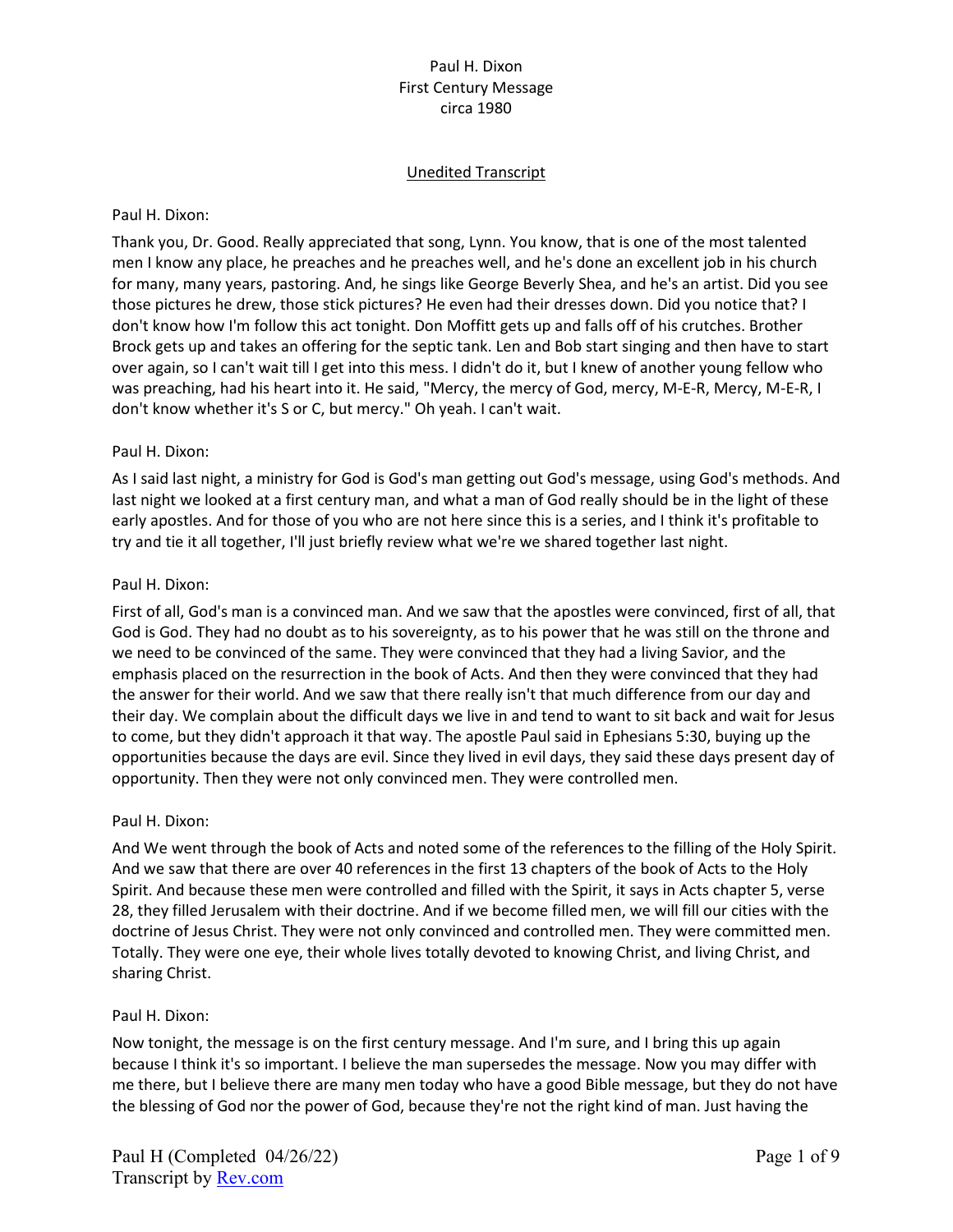Paul H. Dixon
First Century Message
circa 1980

<u>Unedited Transcript</u>

Paul H. Dixon:

Thank you, Dr. Good. Really appreciated that song, Lynn. You know, that is one of the most talented men I know any place, he preaches and he preaches well, and he's done an excellent job in his church for many, many years, pastoring. And, he sings like George Beverly Shea, and he's an artist. Did you see those pictures he drew, those stick pictures? He even had their dresses down. Did you notice that? I don't know how I'm follow this act tonight. Don Moffitt gets up and falls off of his crutches. Brother Brock gets up and takes an offering for the septic tank. Len and Bob start singing and then have to start over again, so I can't wait till I get into this mess. I didn't do it, but I knew of another young fellow who was preaching, had his heart into it. He said, "Mercy, the mercy of God, mercy, M-E-R, Mercy, M-E-R, I don't know whether it's S or C, but mercy." Oh yeah. I can't wait.

Paul H. Dixon:

As I said last night, a ministry for God is God's man getting out God's message, using God's methods. And last night we looked at a first century man, and what a man of God really should be in the light of these early apostles. And for those of you who are not here since this is a series, and I think it's profitable to try and tie it all together, I'll just briefly review what we're we shared together last night.

Paul H. Dixon:

First of all, God's man is a convinced man. And we saw that the apostles were convinced, first of all, that God is God. They had no doubt as to his sovereignty, as to his power that he was still on the throne and we need to be convinced of the same. They were convinced that they had a living Savior, and the emphasis placed on the resurrection in the book of Acts. And then they were convinced that they had the answer for their world. And we saw that there really isn't that much difference from our day and their day. We complain about the difficult days we live in and tend to want to sit back and wait for Jesus to come, but they didn't approach it that way. The apostle Paul said in Ephesians 5:30, buying up the opportunities because the days are evil. Since they lived in evil days, they said these days present day of opportunity. Then they were not only convinced men. They were controlled men.

Paul H. Dixon:

And We went through the book of Acts and noted some of the references to the filling of the Holy Spirit. And we saw that there are over 40 references in the first 13 chapters of the book of Acts to the Holy Spirit. And because these men were controlled and filled with the Spirit, it says in Acts chapter 5, verse 28, they filled Jerusalem with their doctrine. And if we become filled men, we will fill our cities with the doctrine of Jesus Christ. They were not only convinced and controlled men. They were committed men. Totally. They were one eye, their whole lives totally devoted to knowing Christ, and living Christ, and sharing Christ.

Paul H. Dixon:

Now tonight, the message is on the first century message. And I'm sure, and I bring this up again because I think it's so important. I believe the man supersedes the message. Now you may differ with me there, but I believe there are many men today who have a good Bible message, but they do not have the blessing of God nor the power of God, because they're not the right kind of man. Just having the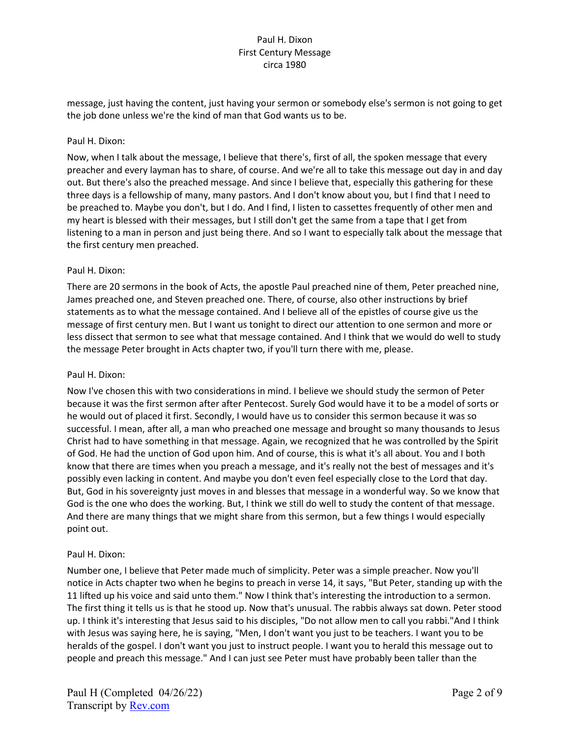message, just having the content, just having your sermon or somebody else's sermon is not going to get the job done unless we're the kind of man that God wants us to be.

Paul H. Dixon:

Now, when I talk about the message, I believe that there's, first of all, the spoken message that every preacher and every layman has to share, of course. And we're all to take this message out day in and day out. But there's also the preached message. And since I believe that, especially this gathering for these three days is a fellowship of many, many pastors. And I don't know about you, but I find that I need to be preached to. Maybe you don't, but I do. And I find, I listen to cassettes frequently of other men and my heart is blessed with their messages, but I still don't get the same from a tape that I get from listening to a man in person and just being there. And so I want to especially talk about the message that the first century men preached.

Paul H. Dixon:

There are 20 sermons in the book of Acts, the apostle Paul preached nine of them, Peter preached nine, James preached one, and Steven preached one. There, of course, also other instructions by brief statements as to what the message contained. And I believe all of the epistles of course give us the message of first century men. But I want us tonight to direct our attention to one sermon and more or less dissect that sermon to see what that message contained. And I think that we would do well to study the message Peter brought in Acts chapter two, if you'll turn there with me, please.

Paul H. Dixon:

Now I've chosen this with two considerations in mind. I believe we should study the sermon of Peter because it was the first sermon after after Pentecost. Surely God would have it to be a model of sorts or he would out of placed it first. Secondly, I would have us to consider this sermon because it was so successful. I mean, after all, a man who preached one message and brought so many thousands to Jesus Christ had to have something in that message. Again, we recognized that he was controlled by the Spirit of God. He had the unction of God upon him. And of course, this is what it's all about. You and I both know that there are times when you preach a message, and it's really not the best of messages and it's possibly even lacking in content. And maybe you don't even feel especially close to the Lord that day. But, God in his sovereignty just moves in and blesses that message in a wonderful way. So we know that God is the one who does the working. But, I think we still do well to study the content of that message. And there are many things that we might share from this sermon, but a few things I would especially point out.

Paul H. Dixon:

Number one, I believe that Peter made much of simplicity. Peter was a simple preacher. Now you'll notice in Acts chapter two when he begins to preach in verse 14, it says, "But Peter, standing up with the 11 lifted up his voice and said unto them." Now I think that's interesting the introduction to a sermon. The first thing it tells us is that he stood up. Now that's unusual. The rabbis always sat down. Peter stood up. I think it's interesting that Jesus said to his disciples, "Do not allow men to call you rabbi."And I think with Jesus was saying here, he is saying, "Men, I don't want you just to be teachers. I want you to be heralds of the gospel. I don't want you just to instruct people. I want you to herald this message out to people and preach this message." And I can just see Peter must have probably been taller than the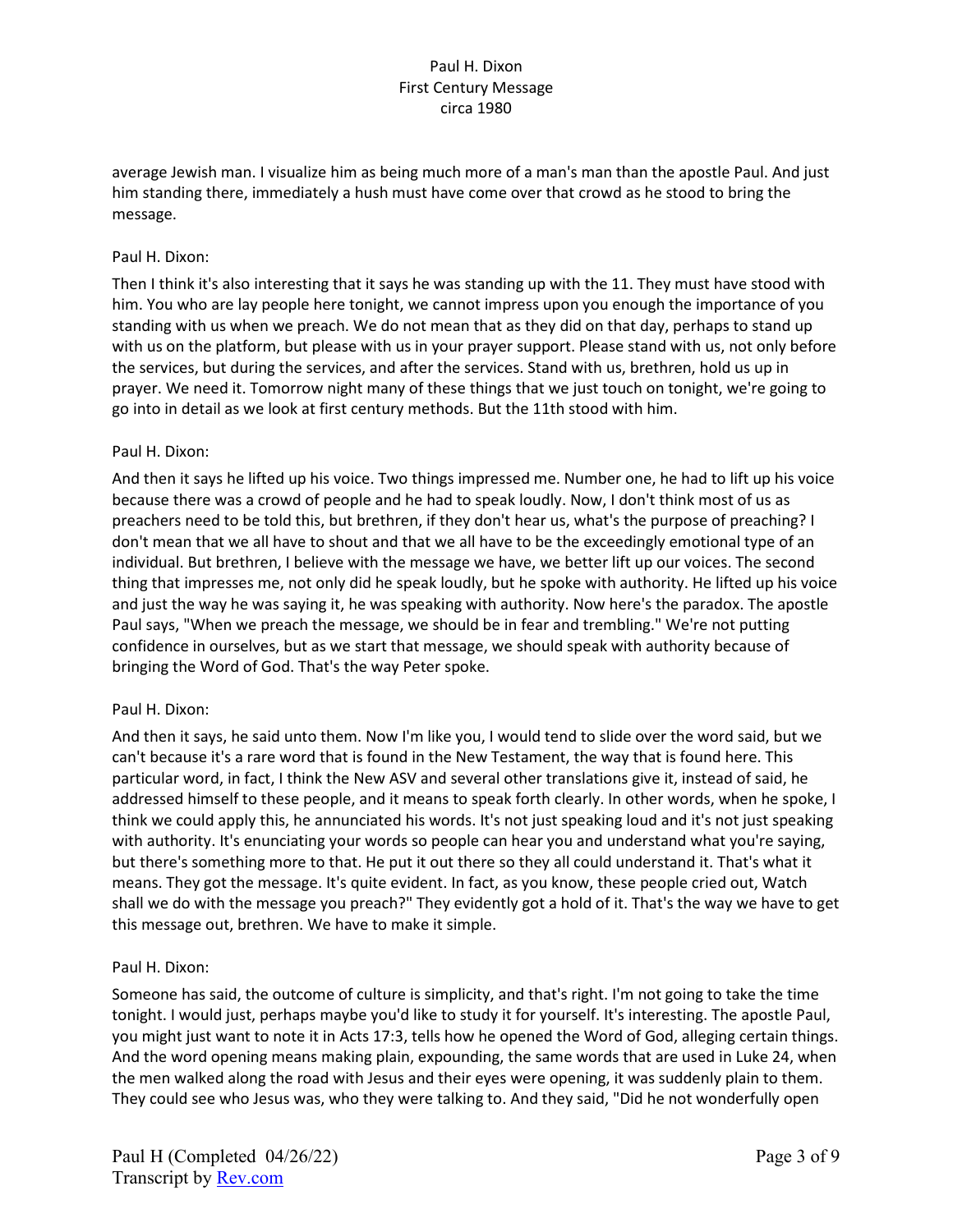average Jewish man. I visualize him as being much more of a man's man than the apostle Paul. And just him standing there, immediately a hush must have come over that crowd as he stood to bring the message.

Paul H. Dixon:

Then I think it's also interesting that it says he was standing up with the 11. They must have stood with him. You who are lay people here tonight, we cannot impress upon you enough the importance of you standing with us when we preach. We do not mean that as they did on that day, perhaps to stand up with us on the platform, but please with us in your prayer support. Please stand with us, not only before the services, but during the services, and after the services. Stand with us, brethren, hold us up in prayer. We need it. Tomorrow night many of these things that we just touch on tonight, we're going to go into in detail as we look at first century methods. But the 11th stood with him.

Paul H. Dixon:

And then it says he lifted up his voice. Two things impressed me. Number one, he had to lift up his voice because there was a crowd of people and he had to speak loudly. Now, I don't think most of us as preachers need to be told this, but brethren, if they don't hear us, what's the purpose of preaching? I don't mean that we all have to shout and that we all have to be the exceedingly emotional type of an individual. But brethren, I believe with the message we have, we better lift up our voices. The second thing that impresses me, not only did he speak loudly, but he spoke with authority. He lifted up his voice and just the way he was saying it, he was speaking with authority. Now here's the paradox. The apostle Paul says, "When we preach the message, we should be in fear and trembling." We're not putting confidence in ourselves, but as we start that message, we should speak with authority because of bringing the Word of God. That's the way Peter spoke.

Paul H. Dixon:

And then it says, he said unto them. Now I'm like you, I would tend to slide over the word said, but we can't because it's a rare word that is found in the New Testament, the way that is found here. This particular word, in fact, I think the New ASV and several other translations give it, instead of said, he addressed himself to these people, and it means to speak forth clearly. In other words, when he spoke, I think we could apply this, he annunciated his words. It's not just speaking loud and it's not just speaking with authority. It's enunciating your words so people can hear you and understand what you're saying, but there's something more to that. He put it out there so they all could understand it. That's what it means. They got the message. It's quite evident. In fact, as you know, these people cried out, Watch shall we do with the message you preach?" They evidently got a hold of it. That's the way we have to get this message out, brethren. We have to make it simple.

Paul H. Dixon:

Someone has said, the outcome of culture is simplicity, and that's right. I'm not going to take the time tonight. I would just, perhaps maybe you'd like to study it for yourself. It's interesting. The apostle Paul, you might just want to note it in Acts 17:3, tells how he opened the Word of God, alleging certain things. And the word opening means making plain, expounding, the same words that are used in Luke 24, when the men walked along the road with Jesus and their eyes were opening, it was suddenly plain to them. They could see who Jesus was, who they were talking to. And they said, "Did he not wonderfully open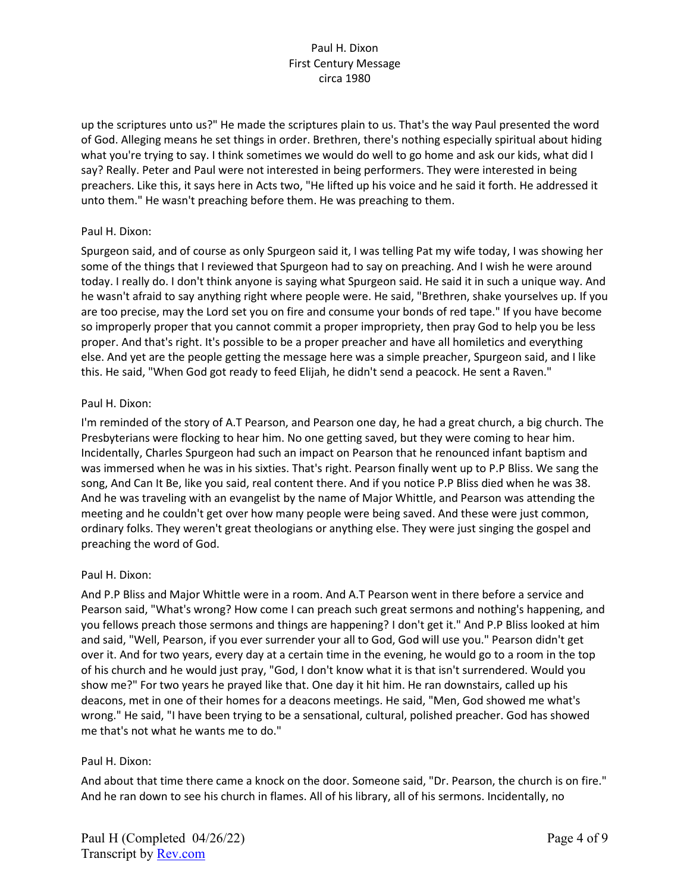up the scriptures unto us?" He made the scriptures plain to us. That's the way Paul presented the word of God. Alleging means he set things in order. Brethren, there's nothing especially spiritual about hiding what you're trying to say. I think sometimes we would do well to go home and ask our kids, what did I say? Really. Peter and Paul were not interested in being performers. They were interested in being preachers. Like this, it says here in Acts two, "He lifted up his voice and he said it forth. He addressed it unto them." He wasn't preaching before them. He was preaching to them.

Paul H. Dixon:

Spurgeon said, and of course as only Spurgeon said it, I was telling Pat my wife today, I was showing her some of the things that I reviewed that Spurgeon had to say on preaching. And I wish he were around today. I really do. I don't think anyone is saying what Spurgeon said. He said it in such a unique way. And he wasn't afraid to say anything right where people were. He said, "Brethren, shake yourselves up. If you are too precise, may the Lord set you on fire and consume your bonds of red tape." If you have become so improperly proper that you cannot commit a proper impropriety, then pray God to help you be less proper. And that's right. It's possible to be a proper preacher and have all homiletics and everything else. And yet are the people getting the message here was a simple preacher, Spurgeon said, and I like this. He said, "When God got ready to feed Elijah, he didn't send a peacock. He sent a Raven."

Paul H. Dixon:

I'm reminded of the story of A.T Pearson, and Pearson one day, he had a great church, a big church. The Presbyterians were flocking to hear him. No one getting saved, but they were coming to hear him. Incidentally, Charles Spurgeon had such an impact on Pearson that he renounced infant baptism and was immersed when he was in his sixties. That's right. Pearson finally went up to P.P Bliss. We sang the song, And Can It Be, like you said, real content there. And if you notice P.P Bliss died when he was 38. And he was traveling with an evangelist by the name of Major Whittle, and Pearson was attending the meeting and he couldn't get over how many people were being saved. And these were just common, ordinary folks. They weren't great theologians or anything else. They were just singing the gospel and preaching the word of God.

Paul H. Dixon:

And P.P Bliss and Major Whittle were in a room. And A.T Pearson went in there before a service and Pearson said, "What's wrong? How come I can preach such great sermons and nothing's happening, and you fellows preach those sermons and things are happening? I don't get it." And P.P Bliss looked at him and said, "Well, Pearson, if you ever surrender your all to God, God will use you." Pearson didn't get over it. And for two years, every day at a certain time in the evening, he would go to a room in the top of his church and he would just pray, "God, I don't know what it is that isn't surrendered. Would you show me?" For two years he prayed like that. One day it hit him. He ran downstairs, called up his deacons, met in one of their homes for a deacons meetings. He said, "Men, God showed me what's wrong." He said, "I have been trying to be a sensational, cultural, polished preacher. God has showed me that's not what he wants me to do."

Paul H. Dixon:

And about that time there came a knock on the door. Someone said, "Dr. Pearson, the church is on fire." And he ran down to see his church in flames. All of his library, all of his sermons. Incidentally, no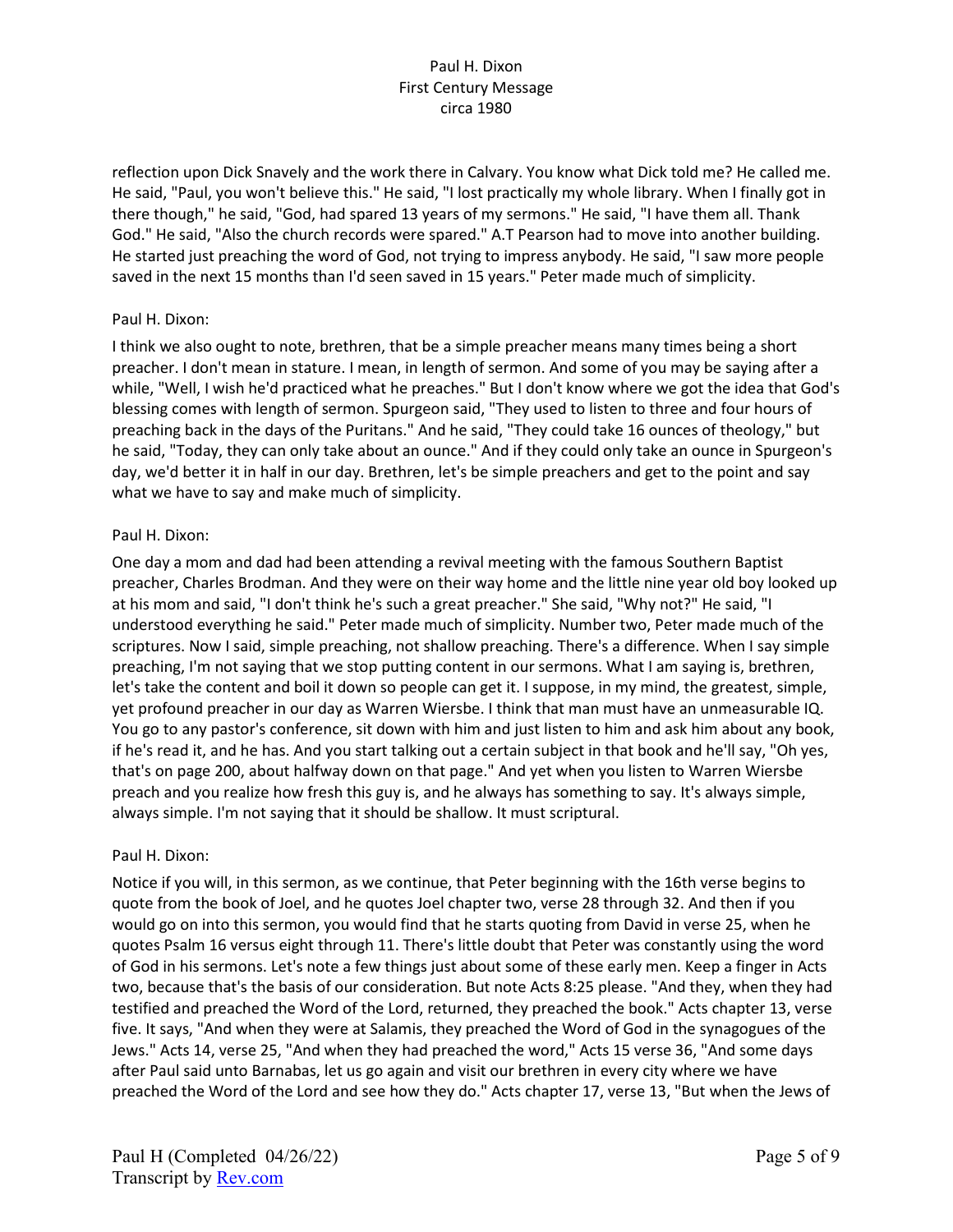reflection upon Dick Snavely and the work there in Calvary. You know what Dick told me? He called me. He said, "Paul, you won't believe this." He said, "I lost practically my whole library. When I finally got in there though," he said, "God, had spared 13 years of my sermons." He said, "I have them all. Thank God." He said, "Also the church records were spared." A.T Pearson had to move into another building. He started just preaching the word of God, not trying to impress anybody. He said, "I saw more people saved in the next 15 months than I'd seen saved in 15 years." Peter made much of simplicity.

Paul H. Dixon:

I think we also ought to note, brethren, that be a simple preacher means many times being a short preacher. I don't mean in stature. I mean, in length of sermon. And some of you may be saying after a while, "Well, I wish he'd practiced what he preaches." But I don't know where we got the idea that God's blessing comes with length of sermon. Spurgeon said, "They used to listen to three and four hours of preaching back in the days of the Puritans." And he said, "They could take 16 ounces of theology," but he said, "Today, they can only take about an ounce." And if they could only take an ounce in Spurgeon's day, we'd better it in half in our day. Brethren, let's be simple preachers and get to the point and say what we have to say and make much of simplicity.

Paul H. Dixon:

One day a mom and dad had been attending a revival meeting with the famous Southern Baptist preacher, Charles Brodman. And they were on their way home and the little nine year old boy looked up at his mom and said, "I don't think he's such a great preacher." She said, "Why not?" He said, "I understood everything he said." Peter made much of simplicity. Number two, Peter made much of the scriptures. Now I said, simple preaching, not shallow preaching. There's a difference. When I say simple preaching, I'm not saying that we stop putting content in our sermons. What I am saying is, brethren, let's take the content and boil it down so people can get it. I suppose, in my mind, the greatest, simple, yet profound preacher in our day as Warren Wiersbe. I think that man must have an unmeasurable IQ. You go to any pastor's conference, sit down with him and just listen to him and ask him about any book, if he's read it, and he has. And you start talking out a certain subject in that book and he'll say, "Oh yes, that's on page 200, about halfway down on that page." And yet when you listen to Warren Wiersbe preach and you realize how fresh this guy is, and he always has something to say. It's always simple, always simple. I'm not saying that it should be shallow. It must scriptural.

Paul H. Dixon:

Notice if you will, in this sermon, as we continue, that Peter beginning with the 16th verse begins to quote from the book of Joel, and he quotes Joel chapter two, verse 28 through 32. And then if you would go on into this sermon, you would find that he starts quoting from David in verse 25, when he quotes Psalm 16 versus eight through 11. There's little doubt that Peter was constantly using the word of God in his sermons. Let's note a few things just about some of these early men. Keep a finger in Acts two, because that's the basis of our consideration. But note Acts 8:25 please. "And they, when they had testified and preached the Word of the Lord, returned, they preached the book." Acts chapter 13, verse five. It says, "And when they were at Salamis, they preached the Word of God in the synagogues of the Jews." Acts 14, verse 25, "And when they had preached the word," Acts 15 verse 36, "And some days after Paul said unto Barnabas, let us go again and visit our brethren in every city where we have preached the Word of the Lord and see how they do." Acts chapter 17, verse 13, "But when the Jews of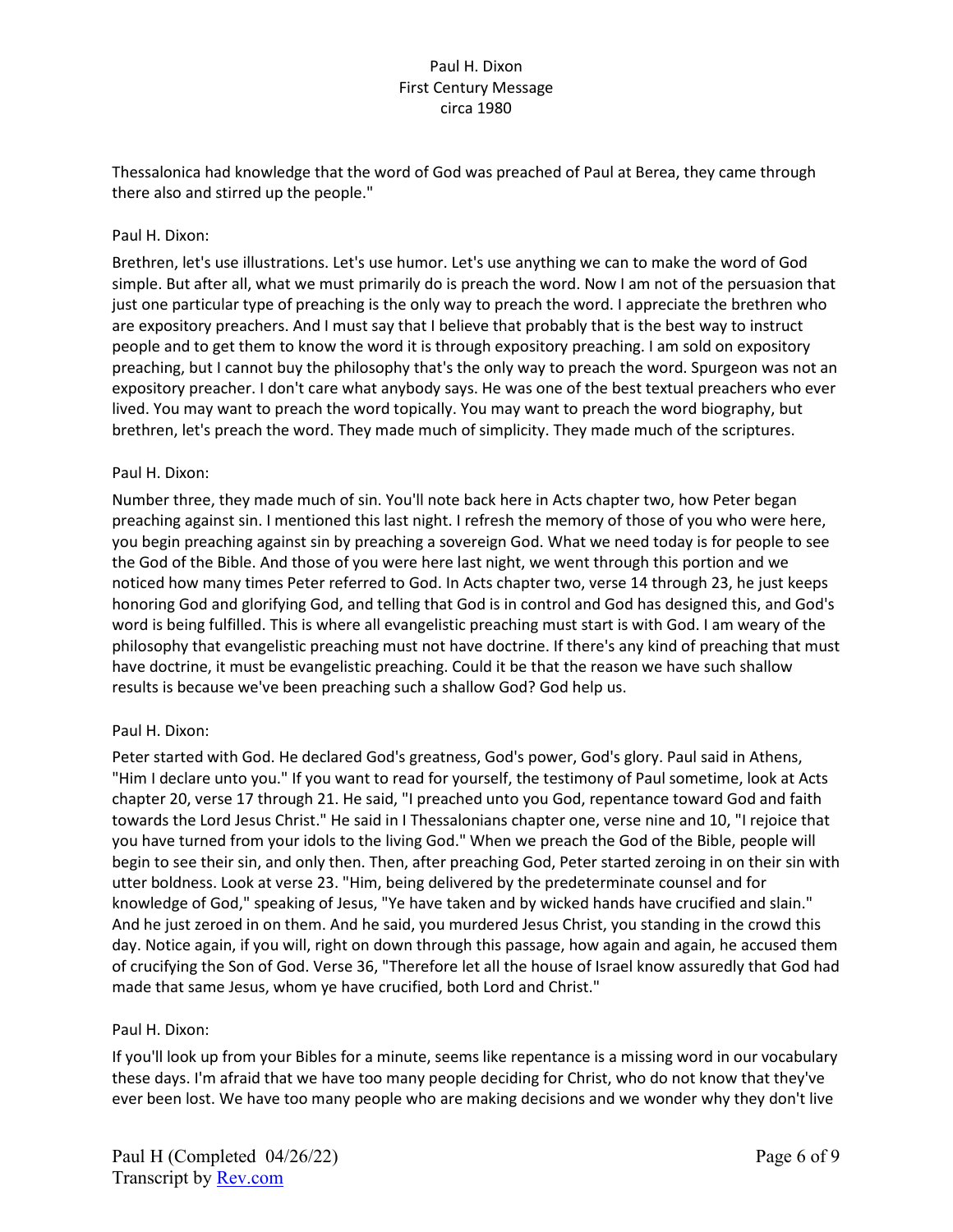Thessalonica had knowledge that the word of God was preached of Paul at Berea, they came through there also and stirred up the people."

Paul H. Dixon:

Brethren, let's use illustrations. Let's use humor. Let's use anything we can to make the word of God simple. But after all, what we must primarily do is preach the word. Now I am not of the persuasion that just one particular type of preaching is the only way to preach the word. I appreciate the brethren who are expository preachers. And I must say that I believe that probably that is the best way to instruct people and to get them to know the word it is through expository preaching. I am sold on expository preaching, but I cannot buy the philosophy that's the only way to preach the word. Spurgeon was not an expository preacher. I don't care what anybody says. He was one of the best textual preachers who ever lived. You may want to preach the word topically. You may want to preach the word biography, but brethren, let's preach the word. They made much of simplicity. They made much of the scriptures.

Paul H. Dixon:

Number three, they made much of sin. You'll note back here in Acts chapter two, how Peter began preaching against sin. I mentioned this last night. I refresh the memory of those of you who were here, you begin preaching against sin by preaching a sovereign God. What we need today is for people to see the God of the Bible. And those of you were here last night, we went through this portion and we noticed how many times Peter referred to God. In Acts chapter two, verse 14 through 23, he just keeps honoring God and glorifying God, and telling that God is in control and God has designed this, and God's word is being fulfilled. This is where all evangelistic preaching must start is with God. I am weary of the philosophy that evangelistic preaching must not have doctrine. If there's any kind of preaching that must have doctrine, it must be evangelistic preaching. Could it be that the reason we have such shallow results is because we've been preaching such a shallow God? God help us.

Paul H. Dixon:

Peter started with God. He declared God's greatness, God's power, God's glory. Paul said in Athens, "Him I declare unto you." If you want to read for yourself, the testimony of Paul sometime, look at Acts chapter 20, verse 17 through 21. He said, "I preached unto you God, repentance toward God and faith towards the Lord Jesus Christ." He said in I Thessalonians chapter one, verse nine and 10, "I rejoice that you have turned from your idols to the living God." When we preach the God of the Bible, people will begin to see their sin, and only then. Then, after preaching God, Peter started zeroing in on their sin with utter boldness. Look at verse 23. "Him, being delivered by the predeterminate counsel and for knowledge of God," speaking of Jesus, "Ye have taken and by wicked hands have crucified and slain." And he just zeroed in on them. And he said, you murdered Jesus Christ, you standing in the crowd this day. Notice again, if you will, right on down through this passage, how again and again, he accused them of crucifying the Son of God. Verse 36, "Therefore let all the house of Israel know assuredly that God had made that same Jesus, whom ye have crucified, both Lord and Christ."

Paul H. Dixon:

If you'll look up from your Bibles for a minute, seems like repentance is a missing word in our vocabulary these days. I'm afraid that we have too many people deciding for Christ, who do not know that they've ever been lost. We have too many people who are making decisions and we wonder why they don't live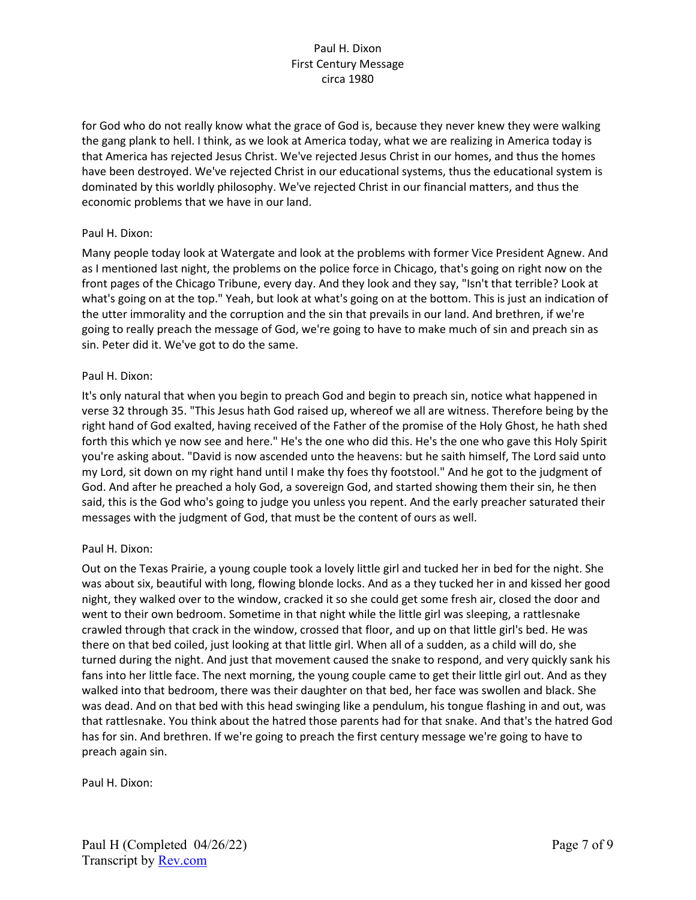for God who do not really know what the grace of God is, because they never knew they were walking the gang plank to hell. I think, as we look at America today, what we are realizing in America today is that America has rejected Jesus Christ. We've rejected Jesus Christ in our homes, and thus the homes have been destroyed. We've rejected Christ in our educational systems, thus the educational system is dominated by this worldly philosophy. We've rejected Christ in our financial matters, and thus the economic problems that we have in our land.

Paul H. Dixon:

Many people today look at Watergate and look at the problems with former Vice President Agnew. And as I mentioned last night, the problems on the police force in Chicago, that's going on right now on the front pages of the Chicago Tribune, every day. And they look and they say, "Isn't that terrible? Look at what's going on at the top." Yeah, but look at what's going on at the bottom. This is just an indication of the utter immorality and the corruption and the sin that prevails in our land. And brethren, if we're going to really preach the message of God, we're going to have to make much of sin and preach sin as sin. Peter did it. We've got to do the same.

Paul H. Dixon:

It's only natural that when you begin to preach God and begin to preach sin, notice what happened in verse 32 through 35. "This Jesus hath God raised up, whereof we all are witness. Therefore being by the right hand of God exalted, having received of the Father of the promise of the Holy Ghost, he hath shed forth this which ye now see and here." He's the one who did this. He's the one who gave this Holy Spirit you're asking about. "David is now ascended unto the heavens: but he saith himself, The Lord said unto my Lord, sit down on my right hand until I make thy foes thy footstool." And he got to the judgment of God. And after he preached a holy God, a sovereign God, and started showing them their sin, he then said, this is the God who's going to judge you unless you repent. And the early preacher saturated their messages with the judgment of God, that must be the content of ours as well.

Paul H. Dixon:

Out on the Texas Prairie, a young couple took a lovely little girl and tucked her in bed for the night. She was about six, beautiful with long, flowing blonde locks. And as a they tucked her in and kissed her good night, they walked over to the window, cracked it so she could get some fresh air, closed the door and went to their own bedroom. Sometime in that night while the little girl was sleeping, a rattlesnake crawled through that crack in the window, crossed that floor, and up on that little girl's bed. He was there on that bed coiled, just looking at that little girl. When all of a sudden, as a child will do, she turned during the night. And just that movement caused the snake to respond, and very quickly sank his fans into her little face. The next morning, the young couple came to get their little girl out. And as they walked into that bedroom, there was their daughter on that bed, her face was swollen and black. She was dead. And on that bed with this head swinging like a pendulum, his tongue flashing in and out, was that rattlesnake. You think about the hatred those parents had for that snake. And that's the hatred God has for sin. And brethren. If we're going to preach the first century message we're going to have to preach again sin.

Paul H. Dixon: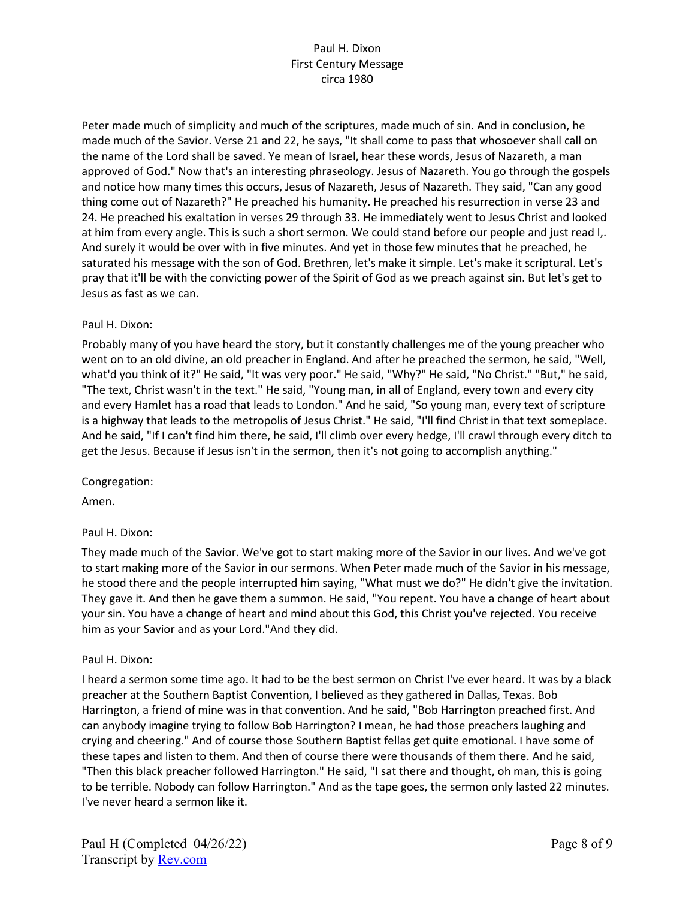Peter made much of simplicity and much of the scriptures, made much of sin. And in conclusion, he made much of the Savior. Verse 21 and 22, he says, "It shall come to pass that whosoever shall call on the name of the Lord shall be saved. Ye mean of Israel, hear these words, Jesus of Nazareth, a man approved of God." Now that's an interesting phraseology. Jesus of Nazareth. You go through the gospels and notice how many times this occurs, Jesus of Nazareth, Jesus of Nazareth. They said, "Can any good thing come out of Nazareth?" He preached his humanity. He preached his resurrection in verse 23 and 24. He preached his exaltation in verses 29 through 33. He immediately went to Jesus Christ and looked at him from every angle. This is such a short sermon. We could stand before our people and just read I,. And surely it would be over with in five minutes. And yet in those few minutes that he preached, he saturated his message with the son of God. Brethren, let's make it simple. Let's make it scriptural. Let's pray that it'll be with the convicting power of the Spirit of God as we preach against sin. But let's get to Jesus as fast as we can.

Paul H. Dixon:

Probably many of you have heard the story, but it constantly challenges me of the young preacher who went on to an old divine, an old preacher in England. And after he preached the sermon, he said, "Well, what'd you think of it?" He said, "It was very poor." He said, "Why?" He said, "No Christ." "But," he said, "The text, Christ wasn't in the text." He said, "Young man, in all of England, every town and every city and every Hamlet has a road that leads to London." And he said, "So young man, every text of scripture is a highway that leads to the metropolis of Jesus Christ." He said, "I'll find Christ in that text someplace. And he said, "If I can't find him there, he said, I'll climb over every hedge, I'll crawl through every ditch to get the Jesus. Because if Jesus isn't in the sermon, then it's not going to accomplish anything."

Congregation:

Amen.

Paul H. Dixon:

They made much of the Savior. We've got to start making more of the Savior in our lives. And we've got to start making more of the Savior in our sermons. When Peter made much of the Savior in his message, he stood there and the people interrupted him saying, "What must we do?" He didn't give the invitation. They gave it. And then he gave them a summon. He said, "You repent. You have a change of heart about your sin. You have a change of heart and mind about this God, this Christ you've rejected. You receive him as your Savior and as your Lord."And they did.

Paul H. Dixon:

I heard a sermon some time ago. It had to be the best sermon on Christ I've ever heard. It was by a black preacher at the Southern Baptist Convention, I believed as they gathered in Dallas, Texas. Bob Harrington, a friend of mine was in that convention. And he said, "Bob Harrington preached first. And can anybody imagine trying to follow Bob Harrington? I mean, he had those preachers laughing and crying and cheering." And of course those Southern Baptist fellas get quite emotional. I have some of these tapes and listen to them. And then of course there were thousands of them there. And he said, "Then this black preacher followed Harrington." He said, "I sat there and thought, oh man, this is going to be terrible. Nobody can follow Harrington." And as the tape goes, the sermon only lasted 22 minutes. I've never heard a sermon like it.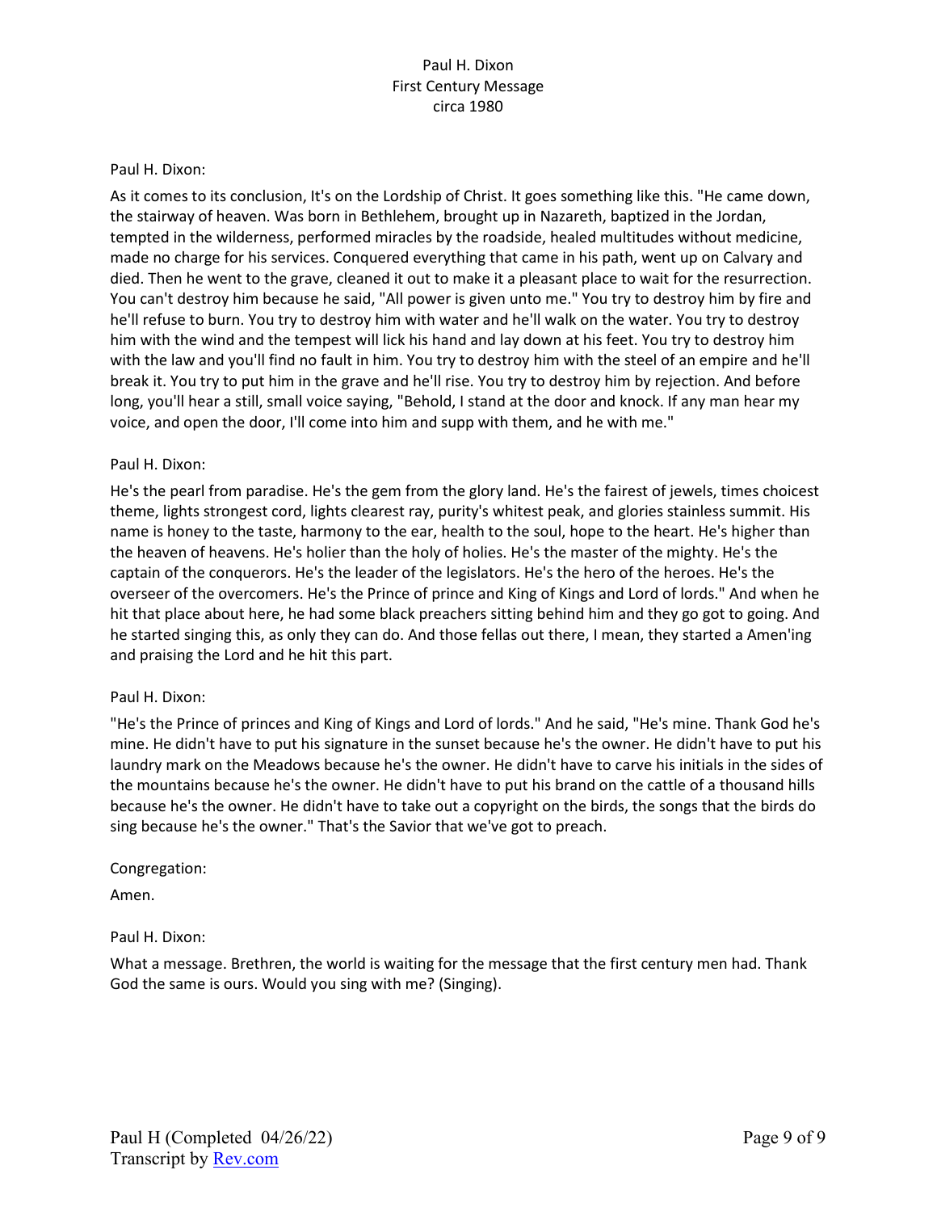Paul H. Dixon:

As it comes to its conclusion, It's on the Lordship of Christ. It goes something like this. "He came down, the stairway of heaven. Was born in Bethlehem, brought up in Nazareth, baptized in the Jordan, tempted in the wilderness, performed miracles by the roadside, healed multitudes without medicine, made no charge for his services. Conquered everything that came in his path, went up on Calvary and died. Then he went to the grave, cleaned it out to make it a pleasant place to wait for the resurrection. You can't destroy him because he said, "All power is given unto me." You try to destroy him by fire and he'll refuse to burn. You try to destroy him with water and he'll walk on the water. You try to destroy him with the wind and the tempest will lick his hand and lay down at his feet. You try to destroy him with the law and you'll find no fault in him. You try to destroy him with the steel of an empire and he'll break it. You try to put him in the grave and he'll rise. You try to destroy him by rejection. And before long, you'll hear a still, small voice saying, "Behold, I stand at the door and knock. If any man hear my voice, and open the door, I'll come into him and supp with them, and he with me."

Paul H. Dixon:

He's the pearl from paradise. He's the gem from the glory land. He's the fairest of jewels, times choicest theme, lights strongest cord, lights clearest ray, purity's whitest peak, and glories stainless summit. His name is honey to the taste, harmony to the ear, health to the soul, hope to the heart. He's higher than the heaven of heavens. He's holier than the holy of holies. He's the master of the mighty. He's the captain of the conquerors. He's the leader of the legislators. He's the hero of the heroes. He's the overseer of the overcomers. He's the Prince of prince and King of Kings and Lord of lords." And when he hit that place about here, he had some black preachers sitting behind him and they go got to going. And he started singing this, as only they can do. And those fellas out there, I mean, they started a Amen'ing and praising the Lord and he hit this part.

Paul H. Dixon:

"He's the Prince of princes and King of Kings and Lord of lords." And he said, "He's mine. Thank God he's mine. He didn't have to put his signature in the sunset because he's the owner. He didn't have to put his laundry mark on the Meadows because he's the owner. He didn't have to carve his initials in the sides of the mountains because he's the owner. He didn't have to put his brand on the cattle of a thousand hills because he's the owner. He didn't have to take out a copyright on the birds, the songs that the birds do sing because he's the owner." That's the Savior that we've got to preach.

Congregation:

Amen.

Paul H. Dixon:

What a message. Brethren, the world is waiting for the message that the first century men had. Thank God the same is ours. Would you sing with me? (Singing).